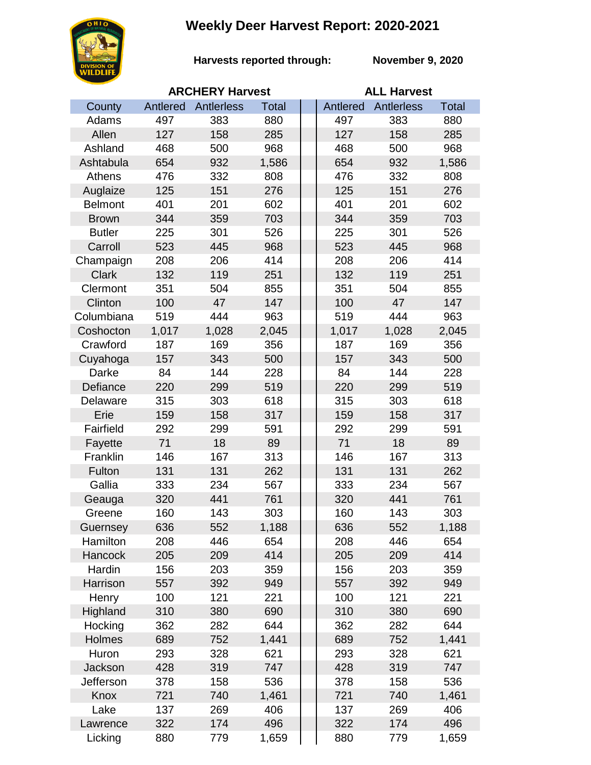# Weekly Deer Harvest Report: 2020-2021

**Harvests reported through: November 9, 2020**

| County | ARCHERY Harvest | | | ALL Harvest | | |
|---|---|---|---|---|---|---|
| | Antlered | Antlerless | Total | Antlered | Antlerless | Total |
| Adams | 497 | 383 | 880 | 497 | 383 | 880 |
| Allen | 127 | 158 | 285 | 127 | 158 | 285 |
| Ashland | 468 | 500 | 968 | 468 | 500 | 968 |
| Ashtabula | 654 | 932 | 1,586 | 654 | 932 | 1,586 |
| Athens | 476 | 332 | 808 | 476 | 332 | 808 |
| Auglaize | 125 | 151 | 276 | 125 | 151 | 276 |
| Belmont | 401 | 201 | 602 | 401 | 201 | 602 |
| Brown | 344 | 359 | 703 | 344 | 359 | 703 |
| Butler | 225 | 301 | 526 | 225 | 301 | 526 |
| Carroll | 523 | 445 | 968 | 523 | 445 | 968 |
| Champaign | 208 | 206 | 414 | 208 | 206 | 414 |
| Clark | 132 | 119 | 251 | 132 | 119 | 251 |
| Clermont | 351 | 504 | 855 | 351 | 504 | 855 |
| Clinton | 100 | 47 | 147 | 100 | 47 | 147 |
| Columbiana | 519 | 444 | 963 | 519 | 444 | 963 |
| Coshocton | 1,017 | 1,028 | 2,045 | 1,017 | 1,028 | 2,045 |
| Crawford | 187 | 169 | 356 | 187 | 169 | 356 |
| Cuyahoga | 157 | 343 | 500 | 157 | 343 | 500 |
| Darke | 84 | 144 | 228 | 84 | 144 | 228 |
| Defiance | 220 | 299 | 519 | 220 | 299 | 519 |
| Delaware | 315 | 303 | 618 | 315 | 303 | 618 |
| Erie | 159 | 158 | 317 | 159 | 158 | 317 |
| Fairfield | 292 | 299 | 591 | 292 | 299 | 591 |
| Fayette | 71 | 18 | 89 | 71 | 18 | 89 |
| Franklin | 146 | 167 | 313 | 146 | 167 | 313 |
| Fulton | 131 | 131 | 262 | 131 | 131 | 262 |
| Gallia | 333 | 234 | 567 | 333 | 234 | 567 |
| Geauga | 320 | 441 | 761 | 320 | 441 | 761 |
| Greene | 160 | 143 | 303 | 160 | 143 | 303 |
| Guernsey | 636 | 552 | 1,188 | 636 | 552 | 1,188 |
| Hamilton | 208 | 446 | 654 | 208 | 446 | 654 |
| Hancock | 205 | 209 | 414 | 205 | 209 | 414 |
| Hardin | 156 | 203 | 359 | 156 | 203 | 359 |
| Harrison | 557 | 392 | 949 | 557 | 392 | 949 |
| Henry | 100 | 121 | 221 | 100 | 121 | 221 |
| Highland | 310 | 380 | 690 | 310 | 380 | 690 |
| Hocking | 362 | 282 | 644 | 362 | 282 | 644 |
| Holmes | 689 | 752 | 1,441 | 689 | 752 | 1,441 |
| Huron | 293 | 328 | 621 | 293 | 328 | 621 |
| Jackson | 428 | 319 | 747 | 428 | 319 | 747 |
| Jefferson | 378 | 158 | 536 | 378 | 158 | 536 |
| Knox | 721 | 740 | 1,461 | 721 | 740 | 1,461 |
| Lake | 137 | 269 | 406 | 137 | 269 | 406 |
| Lawrence | 322 | 174 | 496 | 322 | 174 | 496 |
| Licking | 880 | 779 | 1,659 | 880 | 779 | 1,659 |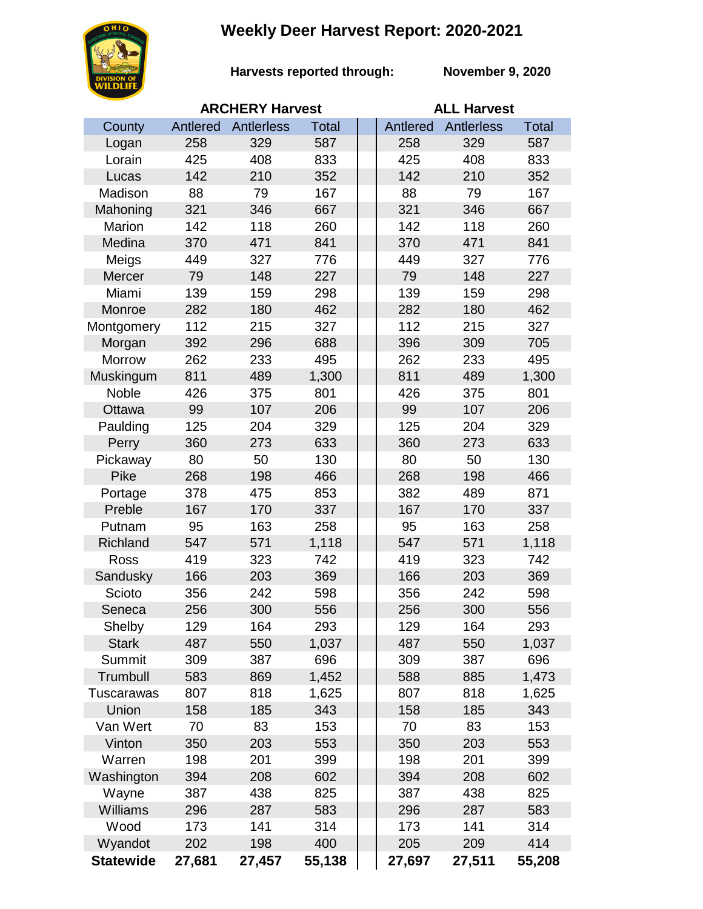# Weekly Deer Harvest Report: 2020-2021

**Harvests reported through:** November 9, 2020

| County | ARCHERY Harvest | | | ALL Harvest | | |
|---|---|---|---|---|---|---|
| | Antlered | Antlerless | Total | Antlered | Antlerless | Total |
| Logan | 258 | 329 | 587 | 258 | 329 | 587 |
| Lorain | 425 | 408 | 833 | 425 | 408 | 833 |
| Lucas | 142 | 210 | 352 | 142 | 210 | 352 |
| Madison | 88 | 79 | 167 | 88 | 79 | 167 |
| Mahoning | 321 | 346 | 667 | 321 | 346 | 667 |
| Marion | 142 | 118 | 260 | 142 | 118 | 260 |
| Medina | 370 | 471 | 841 | 370 | 471 | 841 |
| Meigs | 449 | 327 | 776 | 449 | 327 | 776 |
| Mercer | 79 | 148 | 227 | 79 | 148 | 227 |
| Miami | 139 | 159 | 298 | 139 | 159 | 298 |
| Monroe | 282 | 180 | 462 | 282 | 180 | 462 |
| Montgomery | 112 | 215 | 327 | 112 | 215 | 327 |
| Morgan | 392 | 296 | 688 | 396 | 309 | 705 |
| Morrow | 262 | 233 | 495 | 262 | 233 | 495 |
| Muskingum | 811 | 489 | 1,300 | 811 | 489 | 1,300 |
| Noble | 426 | 375 | 801 | 426 | 375 | 801 |
| Ottawa | 99 | 107 | 206 | 99 | 107 | 206 |
| Paulding | 125 | 204 | 329 | 125 | 204 | 329 |
| Perry | 360 | 273 | 633 | 360 | 273 | 633 |
| Pickaway | 80 | 50 | 130 | 80 | 50 | 130 |
| Pike | 268 | 198 | 466 | 268 | 198 | 466 |
| Portage | 378 | 475 | 853 | 382 | 489 | 871 |
| Preble | 167 | 170 | 337 | 167 | 170 | 337 |
| Putnam | 95 | 163 | 258 | 95 | 163 | 258 |
| Richland | 547 | 571 | 1,118 | 547 | 571 | 1,118 |
| Ross | 419 | 323 | 742 | 419 | 323 | 742 |
| Sandusky | 166 | 203 | 369 | 166 | 203 | 369 |
| Scioto | 356 | 242 | 598 | 356 | 242 | 598 |
| Seneca | 256 | 300 | 556 | 256 | 300 | 556 |
| Shelby | 129 | 164 | 293 | 129 | 164 | 293 |
| Stark | 487 | 550 | 1,037 | 487 | 550 | 1,037 |
| Summit | 309 | 387 | 696 | 309 | 387 | 696 |
| Trumbull | 583 | 869 | 1,452 | 588 | 885 | 1,473 |
| Tuscarawas | 807 | 818 | 1,625 | 807 | 818 | 1,625 |
| Union | 158 | 185 | 343 | 158 | 185 | 343 |
| Van Wert | 70 | 83 | 153 | 70 | 83 | 153 |
| Vinton | 350 | 203 | 553 | 350 | 203 | 553 |
| Warren | 198 | 201 | 399 | 198 | 201 | 399 |
| Washington | 394 | 208 | 602 | 394 | 208 | 602 |
| Wayne | 387 | 438 | 825 | 387 | 438 | 825 |
| Williams | 296 | 287 | 583 | 296 | 287 | 583 |
| Wood | 173 | 141 | 314 | 173 | 141 | 314 |
| Wyandot | 202 | 198 | 400 | 205 | 209 | 414 |
| **Statewide** | **27,681** | **27,457** | **55,138** | **27,697** | **27,511** | **55,208** |